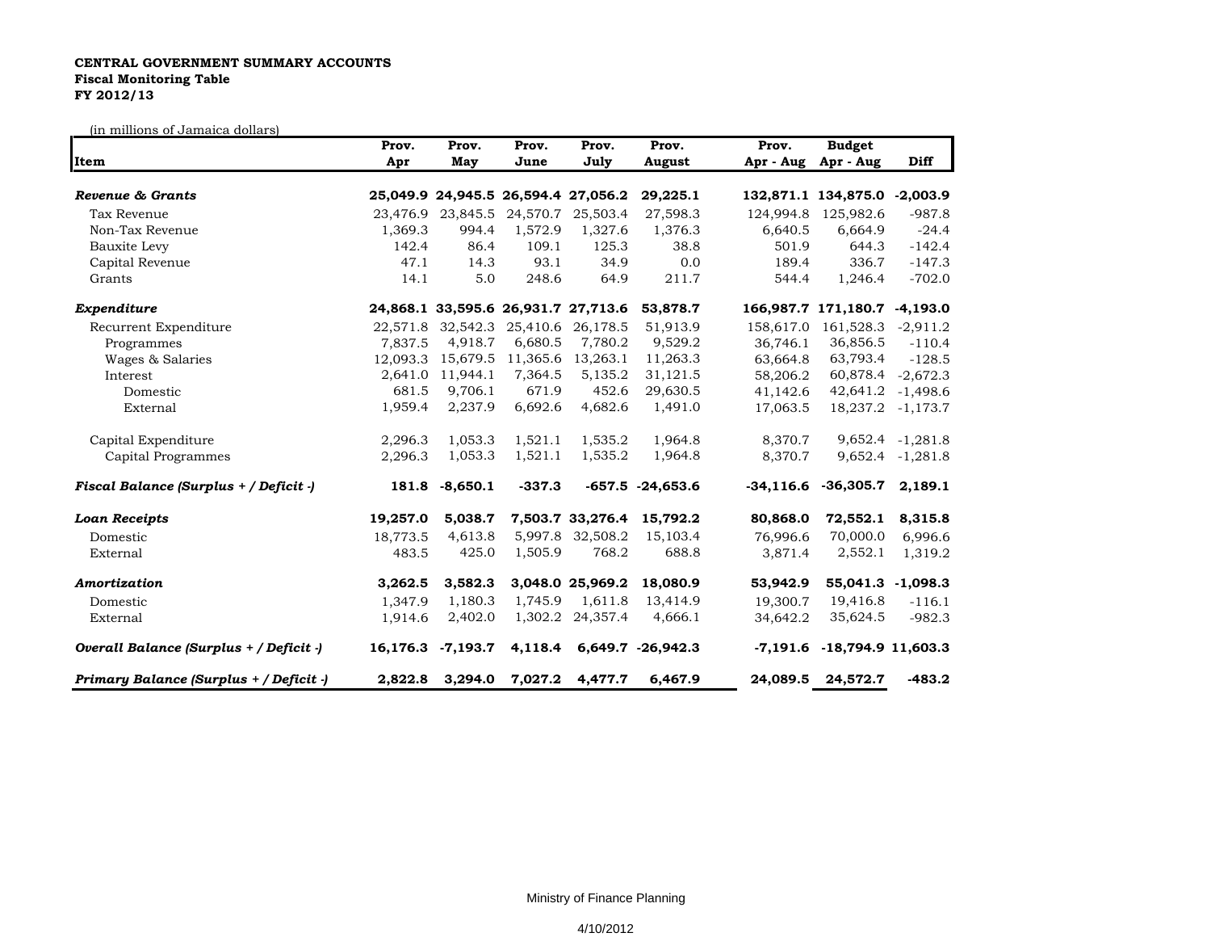**CENTRAL GOVERNMENT SUMMARY ACCOUNTS**
**Fiscal Monitoring Table**
**FY 2012/13**

(in millions of Jamaica dollars)

| Item | Prov. Apr | Prov. May | Prov. June | Prov. July | Prov. August | Prov. Apr - Aug | Budget Apr - Aug | Diff |
|---|---|---|---|---|---|---|---|---|
| ***Revenue & Grants*** | **25,049.9** | **24,945.5** | **26,594.4** | **27,056.2** | **29,225.1** | **132,871.1** | **134,875.0** | **-2,003.9** |
| Tax Revenue | 23,476.9 | 23,845.5 | 24,570.7 | 25,503.4 | 27,598.3 | 124,994.8 | 125,982.6 | -987.8 |
| Non-Tax Revenue | 1,369.3 | 994.4 | 1,572.9 | 1,327.6 | 1,376.3 | 6,640.5 | 6,664.9 | -24.4 |
| Bauxite Levy | 142.4 | 86.4 | 109.1 | 125.3 | 38.8 | 501.9 | 644.3 | -142.4 |
| Capital Revenue | 47.1 | 14.3 | 93.1 | 34.9 | 0.0 | 189.4 | 336.7 | -147.3 |
| Grants | 14.1 | 5.0 | 248.6 | 64.9 | 211.7 | 544.4 | 1,246.4 | -702.0 |
| ***Expenditure*** | **24,868.1** | **33,595.6** | **26,931.7** | **27,713.6** | **53,878.7** | **166,987.7** | **171,180.7** | **-4,193.0** |
| Recurrent Expenditure | 22,571.8 | 32,542.3 | 25,410.6 | 26,178.5 | 51,913.9 | 158,617.0 | 161,528.3 | -2,911.2 |
| Programmes | 7,837.5 | 4,918.7 | 6,680.5 | 7,780.2 | 9,529.2 | 36,746.1 | 36,856.5 | -110.4 |
| Wages & Salaries | 12,093.3 | 15,679.5 | 11,365.6 | 13,263.1 | 11,263.3 | 63,664.8 | 63,793.4 | -128.5 |
| Interest | 2,641.0 | 11,944.1 | 7,364.5 | 5,135.2 | 31,121.5 | 58,206.2 | 60,878.4 | -2,672.3 |
| Domestic | 681.5 | 9,706.1 | 671.9 | 452.6 | 29,630.5 | 41,142.6 | 42,641.2 | -1,498.6 |
| External | 1,959.4 | 2,237.9 | 6,692.6 | 4,682.6 | 1,491.0 | 17,063.5 | 18,237.2 | -1,173.7 |
| Capital Expenditure | 2,296.3 | 1,053.3 | 1,521.1 | 1,535.2 | 1,964.8 | 8,370.7 | 9,652.4 | -1,281.8 |
| Capital Programmes | 2,296.3 | 1,053.3 | 1,521.1 | 1,535.2 | 1,964.8 | 8,370.7 | 9,652.4 | -1,281.8 |
| ***Fiscal Balance (Surplus + / Deficit -)*** | **181.8** | **-8,650.1** | **-337.3** | **-657.5** | **-24,653.6** | **-34,116.6** | **-36,305.7** | **2,189.1** |
| ***Loan Receipts*** | **19,257.0** | **5,038.7** | **7,503.7** | **33,276.4** | **15,792.2** | **80,868.0** | **72,552.1** | **8,315.8** |
| Domestic | 18,773.5 | 4,613.8 | 5,997.8 | 32,508.2 | 15,103.4 | 76,996.6 | 70,000.0 | 6,996.6 |
| External | 483.5 | 425.0 | 1,505.9 | 768.2 | 688.8 | 3,871.4 | 2,552.1 | 1,319.2 |
| ***Amortization*** | **3,262.5** | **3,582.3** | **3,048.0** | **25,969.2** | **18,080.9** | **53,942.9** | **55,041.3** | **-1,098.3** |
| Domestic | 1,347.9 | 1,180.3 | 1,745.9 | 1,611.8 | 13,414.9 | 19,300.7 | 19,416.8 | -116.1 |
| External | 1,914.6 | 2,402.0 | 1,302.2 | 24,357.4 | 4,666.1 | 34,642.2 | 35,624.5 | -982.3 |
| ***Overall Balance (Surplus + / Deficit -)*** | **16,176.3** | **-7,193.7** | **4,118.4** | **6,649.7** | **-26,942.3** | **-7,191.6** | **-18,794.9** | **11,603.3** |
| ***Primary Balance (Surplus + / Deficit -)*** | **2,822.8** | **3,294.0** | **7,027.2** | **4,477.7** | **6,467.9** | **24,089.5** | **24,572.7** | **-483.2** |

Ministry of Finance Planning

4/10/2012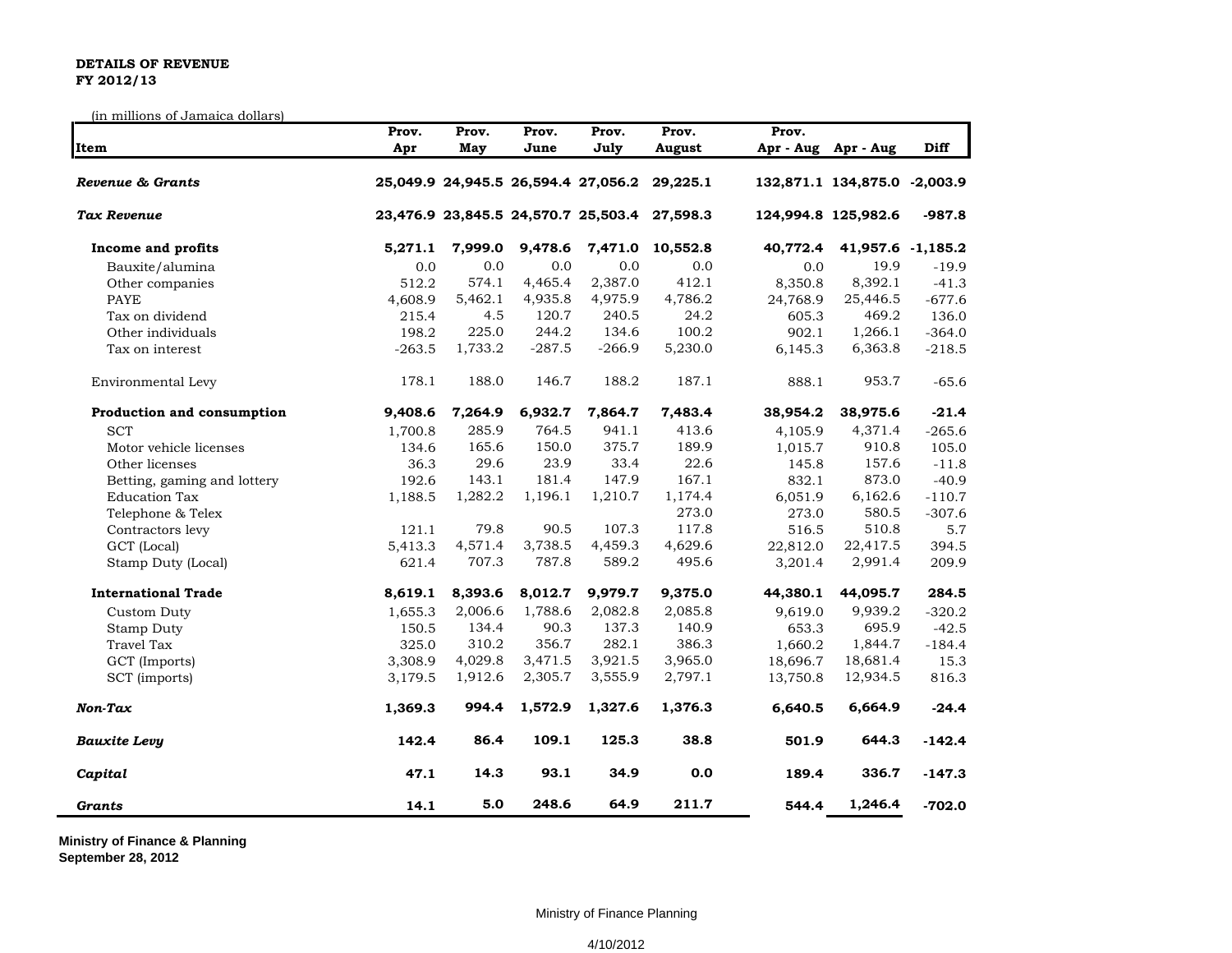**DETAILS OF REVENUE**
**FY 2012/13**

(in millions of Jamaica dollars)

| Item | Prov. Apr | Prov. May | Prov. June | Prov. July | Prov. August | Prov. Apr - Aug | Apr - Aug | Diff |
|---|---|---|---|---|---|---|---|---|
| ***Revenue & Grants*** | **25,049.9** | **24,945.5** | **26,594.4** | **27,056.2** | **29,225.1** | **132,871.1** | **134,875.0** | **-2,003.9** |
| ***Tax Revenue*** | **23,476.9** | **23,845.5** | **24,570.7** | **25,503.4** | **27,598.3** | **124,994.8** | **125,982.6** | **-987.8** |
| **Income and profits** | **5,271.1** | **7,999.0** | **9,478.6** | **7,471.0** | **10,552.8** | **40,772.4** | **41,957.6** | **-1,185.2** |
| Bauxite/alumina | 0.0 | 0.0 | 0.0 | 0.0 | 0.0 | 0.0 | 19.9 | -19.9 |
| Other companies | 512.2 | 574.1 | 4,465.4 | 2,387.0 | 412.1 | 8,350.8 | 8,392.1 | -41.3 |
| PAYE | 4,608.9 | 5,462.1 | 4,935.8 | 4,975.9 | 4,786.2 | 24,768.9 | 25,446.5 | -677.6 |
| Tax on dividend | 215.4 | 4.5 | 120.7 | 240.5 | 24.2 | 605.3 | 469.2 | 136.0 |
| Other individuals | 198.2 | 225.0 | 244.2 | 134.6 | 100.2 | 902.1 | 1,266.1 | -364.0 |
| Tax on interest | -263.5 | 1,733.2 | -287.5 | -266.9 | 5,230.0 | 6,145.3 | 6,363.8 | -218.5 |
| Environmental Levy | 178.1 | 188.0 | 146.7 | 188.2 | 187.1 | 888.1 | 953.7 | -65.6 |
| **Production and consumption** | **9,408.6** | **7,264.9** | **6,932.7** | **7,864.7** | **7,483.4** | **38,954.2** | **38,975.6** | **-21.4** |
| SCT | 1,700.8 | 285.9 | 764.5 | 941.1 | 413.6 | 4,105.9 | 4,371.4 | -265.6 |
| Motor vehicle licenses | 134.6 | 165.6 | 150.0 | 375.7 | 189.9 | 1,015.7 | 910.8 | 105.0 |
| Other licenses | 36.3 | 29.6 | 23.9 | 33.4 | 22.6 | 145.8 | 157.6 | -11.8 |
| Betting, gaming and lottery | 192.6 | 143.1 | 181.4 | 147.9 | 167.1 | 832.1 | 873.0 | -40.9 |
| Education Tax | 1,188.5 | 1,282.2 | 1,196.1 | 1,210.7 | 1,174.4 | 6,051.9 | 6,162.6 | -110.7 |
| Telephone & Telex | | | | | 273.0 | 273.0 | 580.5 | -307.6 |
| Contractors levy | 121.1 | 79.8 | 90.5 | 107.3 | 117.8 | 516.5 | 510.8 | 5.7 |
| GCT (Local) | 5,413.3 | 4,571.4 | 3,738.5 | 4,459.3 | 4,629.6 | 22,812.0 | 22,417.5 | 394.5 |
| Stamp Duty (Local) | 621.4 | 707.3 | 787.8 | 589.2 | 495.6 | 3,201.4 | 2,991.4 | 209.9 |
| **International Trade** | **8,619.1** | **8,393.6** | **8,012.7** | **9,979.7** | **9,375.0** | **44,380.1** | **44,095.7** | **284.5** |
| Custom Duty | 1,655.3 | 2,006.6 | 1,788.6 | 2,082.8 | 2,085.8 | 9,619.0 | 9,939.2 | -320.2 |
| Stamp Duty | 150.5 | 134.4 | 90.3 | 137.3 | 140.9 | 653.3 | 695.9 | -42.5 |
| Travel Tax | 325.0 | 310.2 | 356.7 | 282.1 | 386.3 | 1,660.2 | 1,844.7 | -184.4 |
| GCT (Imports) | 3,308.9 | 4,029.8 | 3,471.5 | 3,921.5 | 3,965.0 | 18,696.7 | 18,681.4 | 15.3 |
| SCT (imports) | 3,179.5 | 1,912.6 | 2,305.7 | 3,555.9 | 2,797.1 | 13,750.8 | 12,934.5 | 816.3 |
| ***Non-Tax*** | **1,369.3** | **994.4** | **1,572.9** | **1,327.6** | **1,376.3** | **6,640.5** | **6,664.9** | **-24.4** |
| ***Bauxite Levy*** | **142.4** | **86.4** | **109.1** | **125.3** | **38.8** | **501.9** | **644.3** | **-142.4** |
| ***Capital*** | **47.1** | **14.3** | **93.1** | **34.9** | **0.0** | **189.4** | **336.7** | **-147.3** |
| ***Grants*** | **14.1** | **5.0** | **248.6** | **64.9** | **211.7** | **544.4** | **1,246.4** | **-702.0** |

**Ministry of Finance & Planning**
**September 28, 2012**

Ministry of Finance Planning

4/10/2012